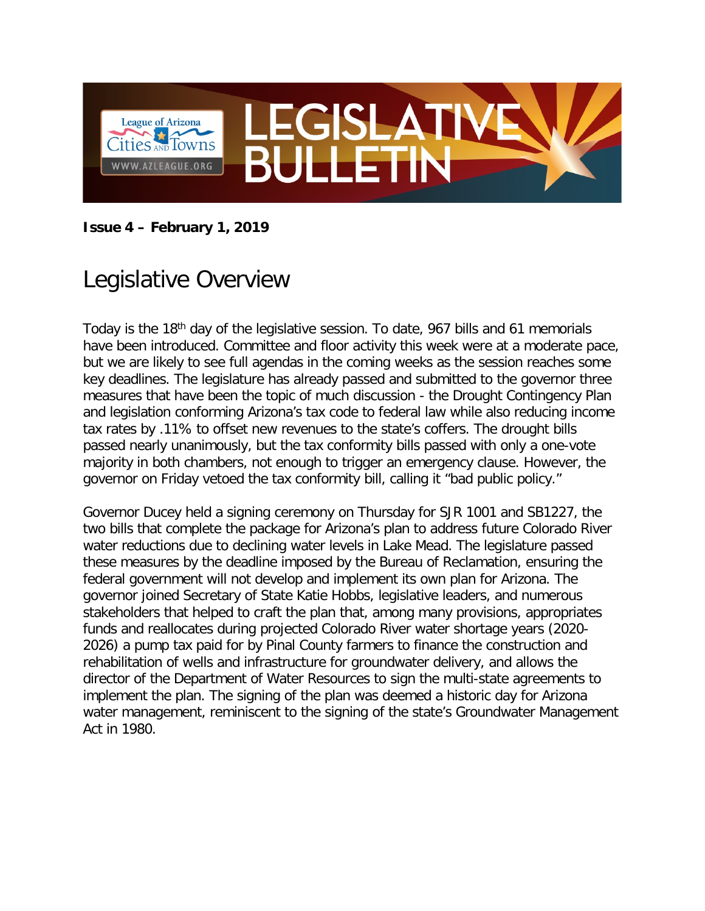# LEGISLATIVE BULLETIN

League of Arizona Cities and Towns
WWW.AZLEAGUE.ORG

**Issue 4 – February 1, 2019**

## Legislative Overview

Today is the 18th day of the legislative session. To date, 967 bills and 61 memorials have been introduced. Committee and floor activity this week were at a moderate pace, but we are likely to see full agendas in the coming weeks as the session reaches some key deadlines. The legislature has already passed and submitted to the governor three measures that have been the topic of much discussion - the Drought Contingency Plan and legislation conforming Arizona's tax code to federal law while also reducing income tax rates by .11% to offset new revenues to the state's coffers. The drought bills passed nearly unanimously, but the tax conformity bills passed with only a one-vote majority in both chambers, not enough to trigger an emergency clause. However, the governor on Friday vetoed the tax conformity bill, calling it "bad public policy."

Governor Ducey held a signing ceremony on Thursday for SJR 1001 and SB1227, the two bills that complete the package for Arizona's plan to address future Colorado River water reductions due to declining water levels in Lake Mead. The legislature passed these measures by the deadline imposed by the Bureau of Reclamation, ensuring the federal government will not develop and implement its own plan for Arizona. The governor joined Secretary of State Katie Hobbs, legislative leaders, and numerous stakeholders that helped to craft the plan that, among many provisions, appropriates funds and reallocates during projected Colorado River water shortage years (2020-2026) a pump tax paid for by Pinal County farmers to finance the construction and rehabilitation of wells and infrastructure for groundwater delivery, and allows the director of the Department of Water Resources to sign the multi-state agreements to implement the plan. The signing of the plan was deemed a historic day for Arizona water management, reminiscent to the signing of the state's Groundwater Management Act in 1980.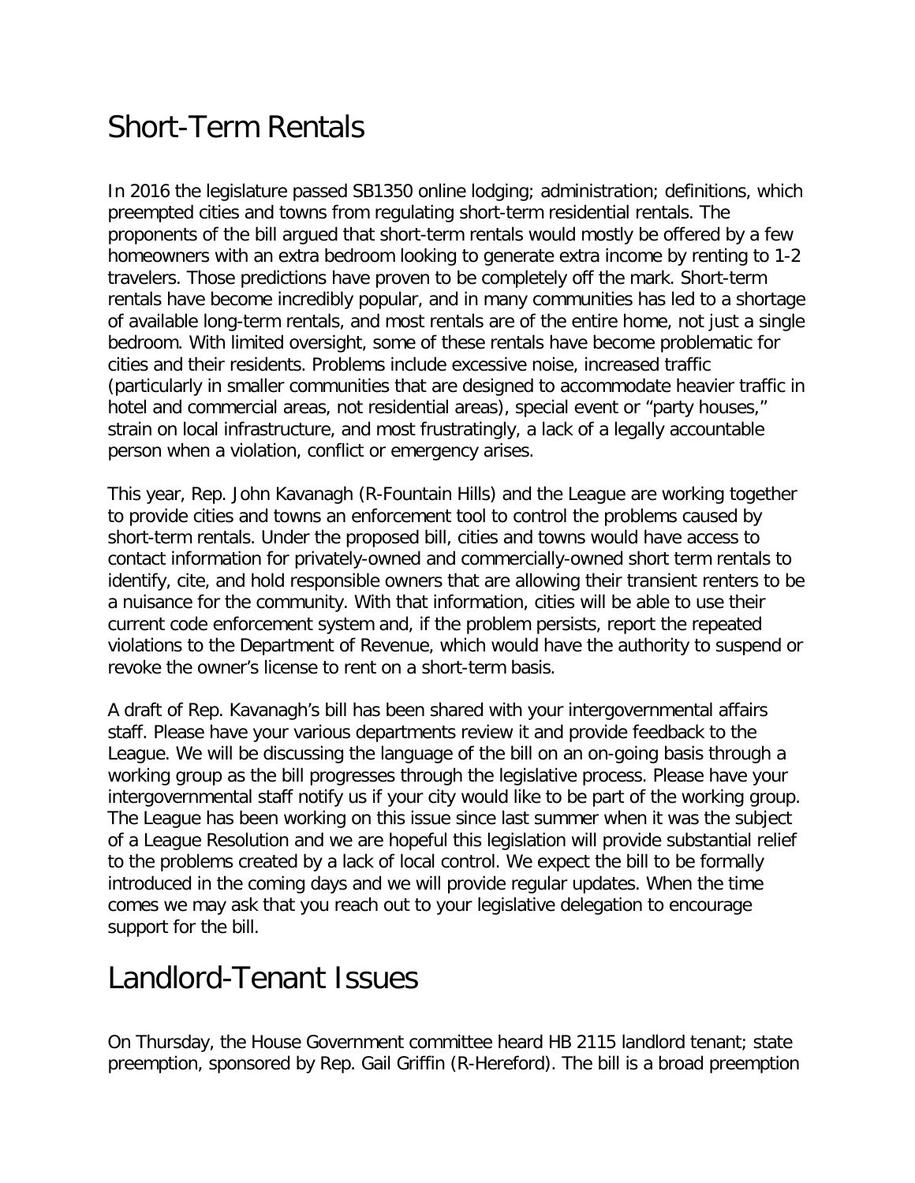## Short-Term Rentals

In 2016 the legislature passed SB1350 online lodging; administration; definitions, which preempted cities and towns from regulating short-term residential rentals. The proponents of the bill argued that short-term rentals would mostly be offered by a few homeowners with an extra bedroom looking to generate extra income by renting to 1-2 travelers. Those predictions have proven to be completely off the mark. Short-term rentals have become incredibly popular, and in many communities has led to a shortage of available long-term rentals, and most rentals are of the entire home, not just a single bedroom. With limited oversight, some of these rentals have become problematic for cities and their residents. Problems include excessive noise, increased traffic (particularly in smaller communities that are designed to accommodate heavier traffic in hotel and commercial areas, not residential areas), special event or "party houses," strain on local infrastructure, and most frustratingly, a lack of a legally accountable person when a violation, conflict or emergency arises.

This year, Rep. John Kavanagh (R-Fountain Hills) and the League are working together to provide cities and towns an enforcement tool to control the problems caused by short-term rentals. Under the proposed bill, cities and towns would have access to contact information for privately-owned and commercially-owned short term rentals to identify, cite, and hold responsible owners that are allowing their transient renters to be a nuisance for the community. With that information, cities will be able to use their current code enforcement system and, if the problem persists, report the repeated violations to the Department of Revenue, which would have the authority to suspend or revoke the owner's license to rent on a short-term basis.

A draft of Rep. Kavanagh's bill has been shared with your intergovernmental affairs staff. Please have your various departments review it and provide feedback to the League. We will be discussing the language of the bill on an on-going basis through a working group as the bill progresses through the legislative process. Please have your intergovernmental staff notify us if your city would like to be part of the working group. The League has been working on this issue since last summer when it was the subject of a League Resolution and we are hopeful this legislation will provide substantial relief to the problems created by a lack of local control. We expect the bill to be formally introduced in the coming days and we will provide regular updates. When the time comes we may ask that you reach out to your legislative delegation to encourage support for the bill.

## Landlord-Tenant Issues

On Thursday, the House Government committee heard HB 2115 landlord tenant; state preemption, sponsored by Rep. Gail Griffin (R-Hereford). The bill is a broad preemption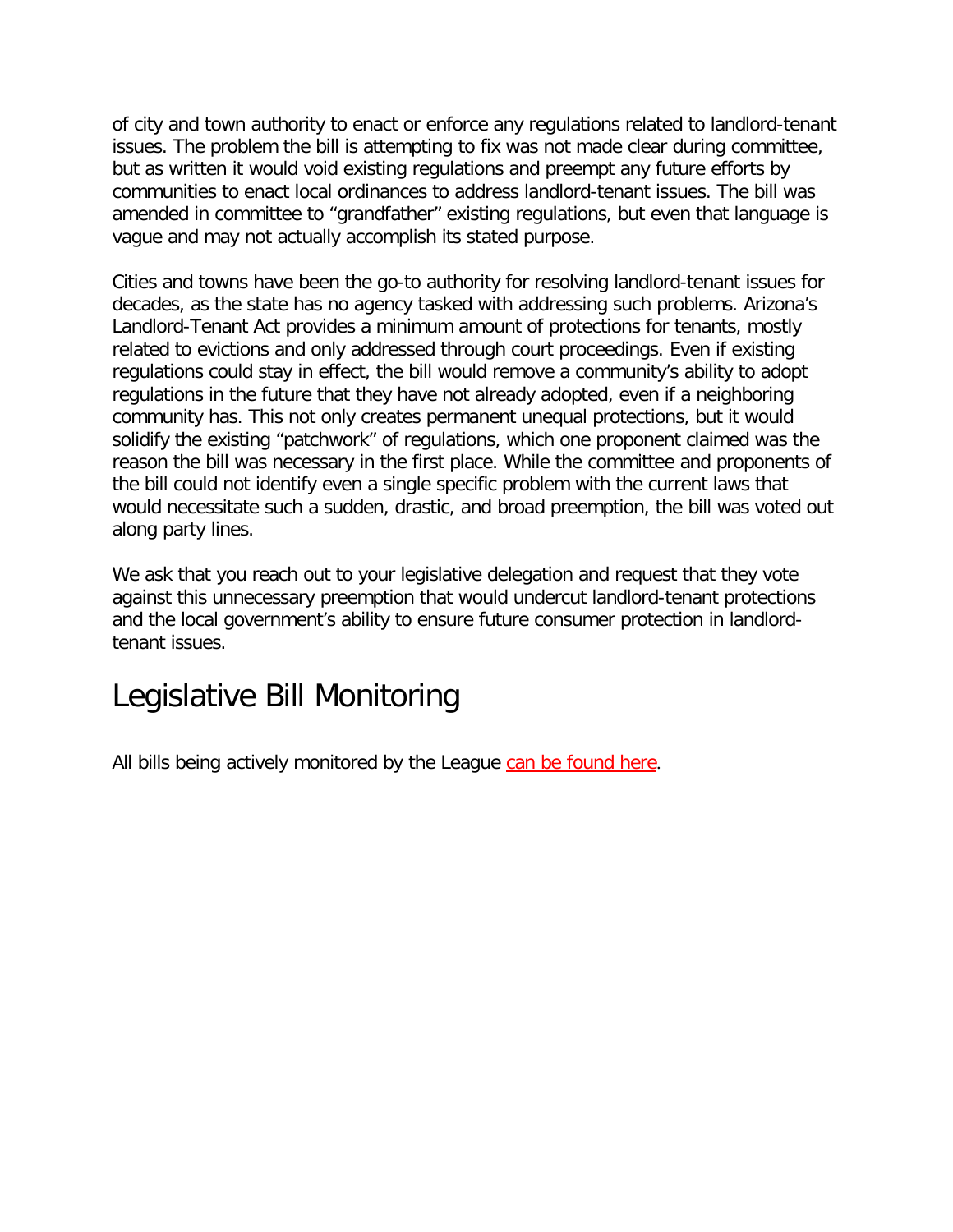of city and town authority to enact or enforce any regulations related to landlord-tenant issues. The problem the bill is attempting to fix was not made clear during committee, but as written it would void existing regulations and preempt any future efforts by communities to enact local ordinances to address landlord-tenant issues. The bill was amended in committee to "grandfather" existing regulations, but even that language is vague and may not actually accomplish its stated purpose.

Cities and towns have been the go-to authority for resolving landlord-tenant issues for decades, as the state has no agency tasked with addressing such problems. Arizona's Landlord-Tenant Act provides a minimum amount of protections for tenants, mostly related to evictions and only addressed through court proceedings. Even if existing regulations could stay in effect, the bill would remove a community's ability to adopt regulations in the future that they have not already adopted, even if a neighboring community has. This not only creates permanent unequal protections, but it would solidify the existing "patchwork" of regulations, which one proponent claimed was the reason the bill was necessary in the first place. While the committee and proponents of the bill could not identify even a single specific problem with the current laws that would necessitate such a sudden, drastic, and broad preemption, the bill was voted out along party lines.

We ask that you reach out to your legislative delegation and request that they vote against this unnecessary preemption that would undercut landlord-tenant protections and the local government's ability to ensure future consumer protection in landlord-tenant issues.

# Legislative Bill Monitoring

All bills being actively monitored by the League can be found here.